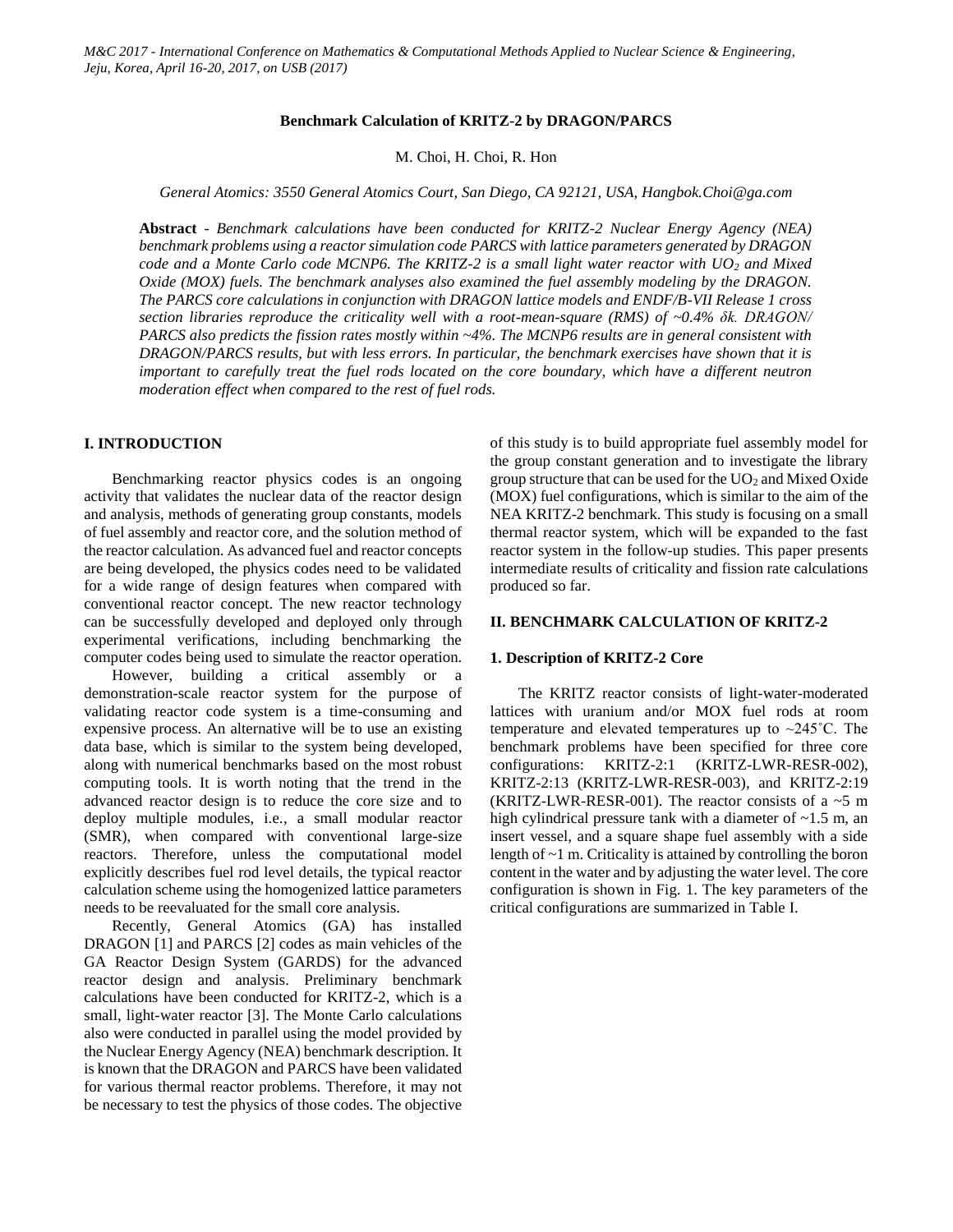# Benchmark Calculation of KRITZ-2 by DRAGON/PARCS

M. Choi, H. Choi, R. Hon

*General Atomics: 3550 General Atomics Court, San Diego, CA 92121, USA, Hangbok.Choi@ga.com*

**Abstract** - *Benchmark calculations have been conducted for KRITZ-2 Nuclear Energy Agency (NEA) benchmark problems using a reactor simulation code PARCS with lattice parameters generated by DRAGON code and a Monte Carlo code MCNP6. The KRITZ-2 is a small light water reactor with $UO_2$ and Mixed Oxide (MOX) fuels. The benchmark analyses also examined the fuel assembly modeling by the DRAGON. The PARCS core calculations in conjunction with DRAGON lattice models and ENDF/B-VII Release 1 cross section libraries reproduce the criticality well with a root-mean-square (RMS) of ~0.4% $\delta k$. DRAGON/ PARCS also predicts the fission rates mostly within ~4%. The MCNP6 results are in general consistent with DRAGON/PARCS results, but with less errors. In particular, the benchmark exercises have shown that it is important to carefully treat the fuel rods located on the core boundary, which have a different neutron moderation effect when compared to the rest of fuel rods.*

## I. INTRODUCTION

Benchmarking reactor physics codes is an ongoing activity that validates the nuclear data of the reactor design and analysis, methods of generating group constants, models of fuel assembly and reactor core, and the solution method of the reactor calculation. As advanced fuel and reactor concepts are being developed, the physics codes need to be validated for a wide range of design features when compared with conventional reactor concept. The new reactor technology can be successfully developed and deployed only through experimental verifications, including benchmarking the computer codes being used to simulate the reactor operation.

However, building a critical assembly or a demonstration-scale reactor system for the purpose of validating reactor code system is a time-consuming and expensive process. An alternative will be to use an existing data base, which is similar to the system being developed, along with numerical benchmarks based on the most robust computing tools. It is worth noting that the trend in the advanced reactor design is to reduce the core size and to deploy multiple modules, i.e., a small modular reactor (SMR), when compared with conventional large-size reactors. Therefore, unless the computational model explicitly describes fuel rod level details, the typical reactor calculation scheme using the homogenized lattice parameters needs to be reevaluated for the small core analysis.

Recently, General Atomics (GA) has installed DRAGON [1] and PARCS [2] codes as main vehicles of the GA Reactor Design System (GARDS) for the advanced reactor design and analysis. Preliminary benchmark calculations have been conducted for KRITZ-2, which is a small, light-water reactor [3]. The Monte Carlo calculations also were conducted in parallel using the model provided by the Nuclear Energy Agency (NEA) benchmark description. It is known that the DRAGON and PARCS have been validated for various thermal reactor problems. Therefore, it may not be necessary to test the physics of those codes. The objective of this study is to build appropriate fuel assembly model for the group constant generation and to investigate the library group structure that can be used for the $UO_2$ and Mixed Oxide (MOX) fuel configurations, which is similar to the aim of the NEA KRITZ-2 benchmark. This study is focusing on a small thermal reactor system, which will be expanded to the fast reactor system in the follow-up studies. This paper presents intermediate results of criticality and fission rate calculations produced so far.

## II. BENCHMARK CALCULATION OF KRITZ-2

### 1. Description of KRITZ-2 Core

The KRITZ reactor consists of light-water-moderated lattices with uranium and/or MOX fuel rods at room temperature and elevated temperatures up to ~245˚C. The benchmark problems have been specified for three core configurations: KRITZ-2:1 (KRITZ-LWR-RESR-002), KRITZ-2:13 (KRITZ-LWR-RESR-003), and KRITZ-2:19 (KRITZ-LWR-RESR-001). The reactor consists of a ~5 m high cylindrical pressure tank with a diameter of ~1.5 m, an insert vessel, and a square shape fuel assembly with a side length of ~1 m. Criticality is attained by controlling the boron content in the water and by adjusting the water level. The core configuration is shown in Fig. 1. The key parameters of the critical configurations are summarized in Table I.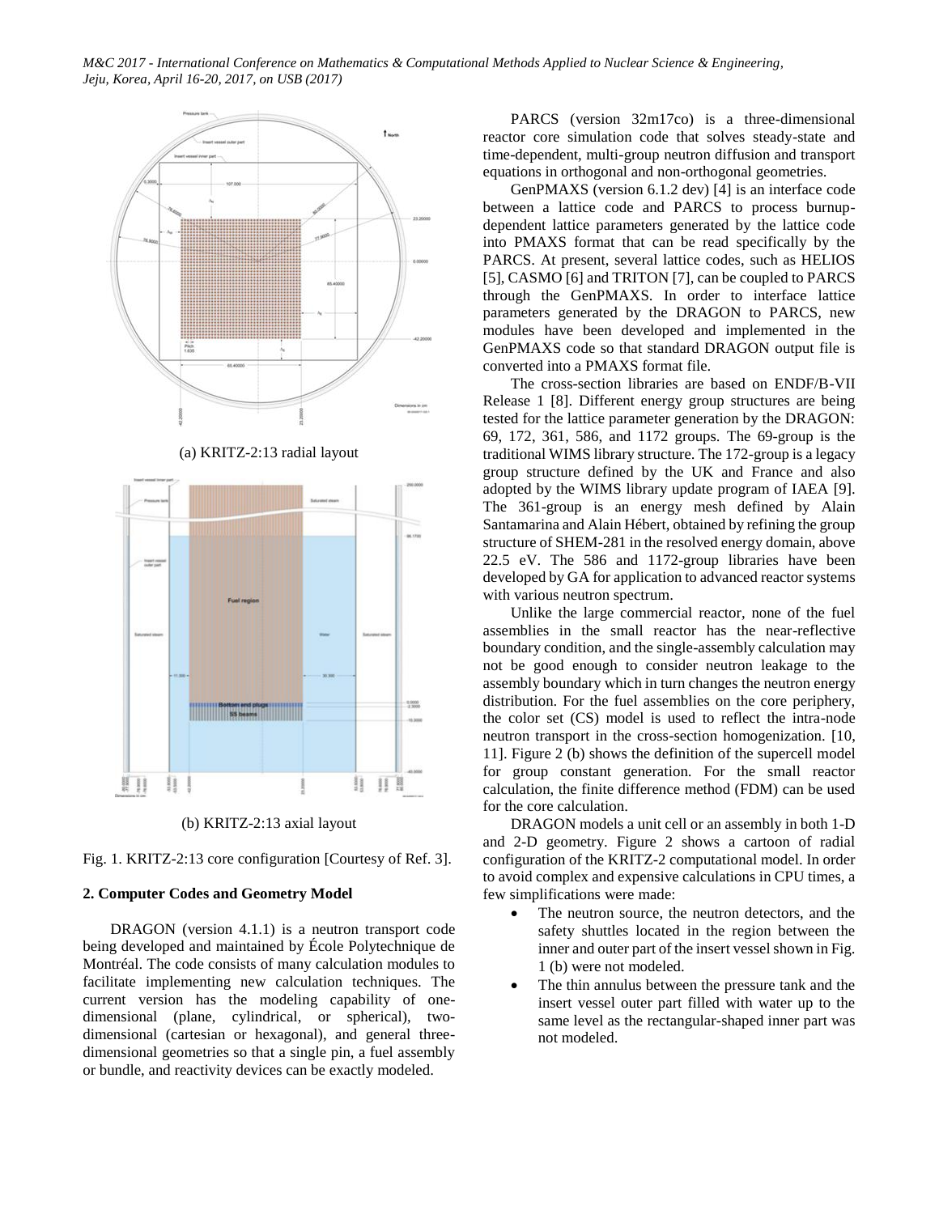(a) KRITZ-2:13 radial layout

(b) KRITZ-2:13 axial layout

Fig. 1. KRITZ-2:13 core configuration [Courtesy of Ref. 3].

## 2. Computer Codes and Geometry Model

DRAGON (version 4.1.1) is a neutron transport code being developed and maintained by École Polytechnique de Montréal. The code consists of many calculation modules to facilitate implementing new calculation techniques. The current version has the modeling capability of one-dimensional (plane, cylindrical, or spherical), two-dimensional (cartesian or hexagonal), and general three-dimensional geometries so that a single pin, a fuel assembly or bundle, and reactivity devices can be exactly modeled.

PARCS (version 32m17co) is a three-dimensional reactor core simulation code that solves steady-state and time-dependent, multi-group neutron diffusion and transport equations in orthogonal and non-orthogonal geometries.

GenPMAXS (version 6.1.2 dev) [4] is an interface code between a lattice code and PARCS to process burnup-dependent lattice parameters generated by the lattice code into PMAXS format that can be read specifically by the PARCS. At present, several lattice codes, such as HELIOS [5], CASMO [6] and TRITON [7], can be coupled to PARCS through the GenPMAXS. In order to interface lattice parameters generated by the DRAGON to PARCS, new modules have been developed and implemented in the GenPMAXS code so that standard DRAGON output file is converted into a PMAXS format file.

The cross-section libraries are based on ENDF/B-VII Release 1 [8]. Different energy group structures are being tested for the lattice parameter generation by the DRAGON: 69, 172, 361, 586, and 1172 groups. The 69-group is the traditional WIMS library structure. The 172-group is a legacy group structure defined by the UK and France and also adopted by the WIMS library update program of IAEA [9]. The 361-group is an energy mesh defined by Alain Santamarina and Alain Hébert, obtained by refining the group structure of SHEM-281 in the resolved energy domain, above 22.5 eV. The 586 and 1172-group libraries have been developed by GA for application to advanced reactor systems with various neutron spectrum.

Unlike the large commercial reactor, none of the fuel assemblies in the small reactor has the near-reflective boundary condition, and the single-assembly calculation may not be good enough to consider neutron leakage to the assembly boundary which in turn changes the neutron energy distribution. For the fuel assemblies on the core periphery, the color set (CS) model is used to reflect the intra-node neutron transport in the cross-section homogenization. [10, 11]. Figure 2 (b) shows the definition of the supercell model for group constant generation. For the small reactor calculation, the finite difference method (FDM) can be used for the core calculation.

DRAGON models a unit cell or an assembly in both 1-D and 2-D geometry. Figure 2 shows a cartoon of radial configuration of the KRITZ-2 computational model. In order to avoid complex and expensive calculations in CPU times, a few simplifications were made:

- The neutron source, the neutron detectors, and the safety shuttles located in the region between the inner and outer part of the insert vessel shown in Fig. 1 (b) were not modeled.
- The thin annulus between the pressure tank and the insert vessel outer part filled with water up to the same level as the rectangular-shaped inner part was not modeled.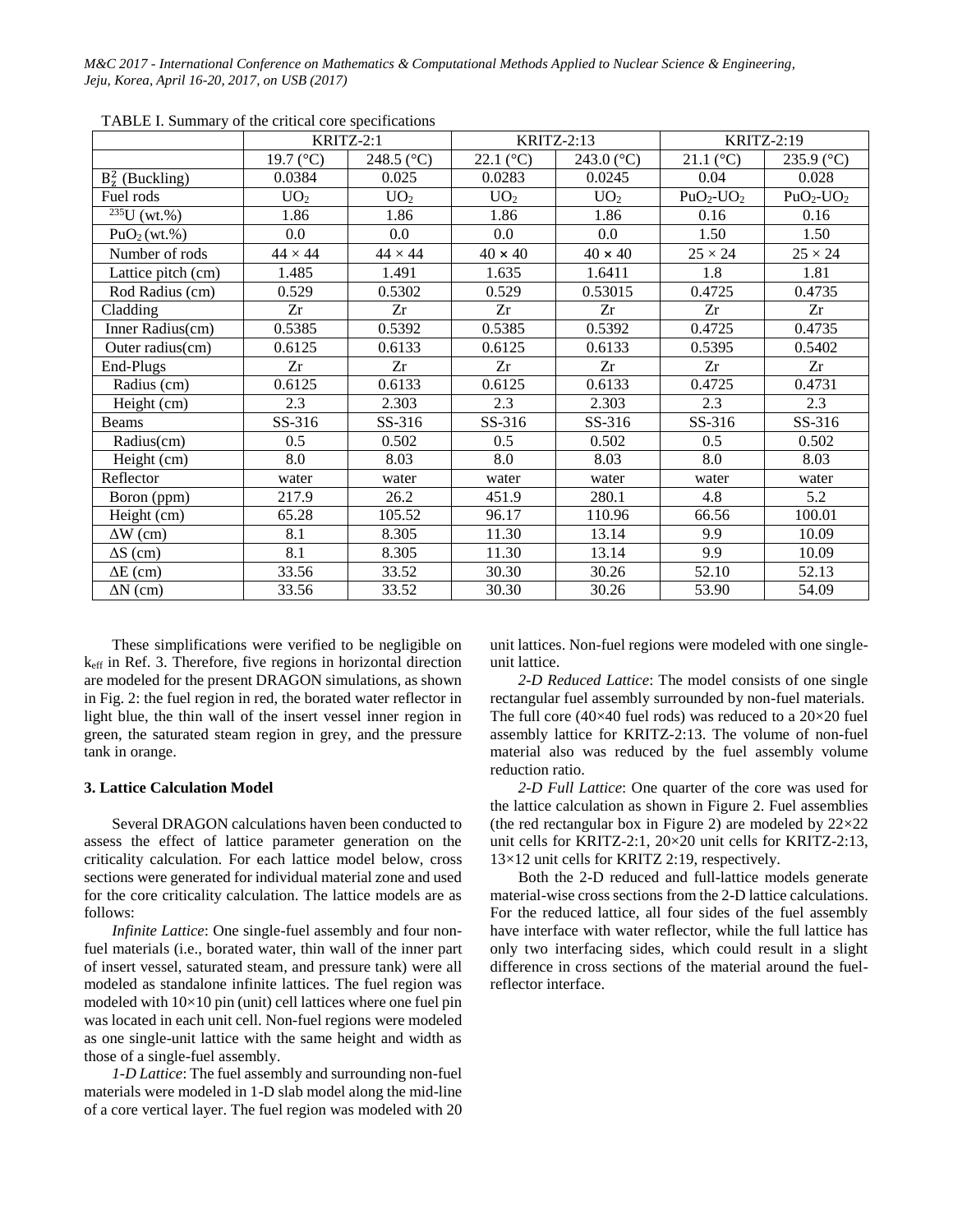TABLE I. Summary of the critical core specifications

| | KRITZ-2:1 | | KRITZ-2:13 | | KRITZ-2:19 | |
|---|---|---|---|---|---|---|
| | 19.7 (°C) | 248.5 (°C) | 22.1 (°C) | 243.0 (°C) | 21.1 (°C) | 235.9 (°C) |
| $B_z^2$ (Buckling) | 0.0384 | 0.025 | 0.0283 | 0.0245 | 0.04 | 0.028 |
| Fuel rods | $UO_2$ | $UO_2$ | $UO_2$ | $UO_2$ | $PuO_2$-$UO_2$ | $PuO_2$-$UO_2$ |
| $^{235}U$ (wt.%) | 1.86 | 1.86 | 1.86 | 1.86 | 0.16 | 0.16 |
| $PuO_2$ (wt.%) | 0.0 | 0.0 | 0.0 | 0.0 | 1.50 | 1.50 |
| Number of rods | 44 × 44 | 44 × 44 | 40 × 40 | 40 × 40 | 25 × 24 | 25 × 24 |
| Lattice pitch (cm) | 1.485 | 1.491 | 1.635 | 1.6411 | 1.8 | 1.81 |
| Rod Radius (cm) | 0.529 | 0.5302 | 0.529 | 0.53015 | 0.4725 | 0.4735 |
| Cladding | Zr | Zr | Zr | Zr | Zr | Zr |
| Inner Radius(cm) | 0.5385 | 0.5392 | 0.5385 | 0.5392 | 0.4725 | 0.4735 |
| Outer radius(cm) | 0.6125 | 0.6133 | 0.6125 | 0.6133 | 0.5395 | 0.5402 |
| End-Plugs | Zr | Zr | Zr | Zr | Zr | Zr |
| Radius (cm) | 0.6125 | 0.6133 | 0.6125 | 0.6133 | 0.4725 | 0.4731 |
| Height (cm) | 2.3 | 2.303 | 2.3 | 2.303 | 2.3 | 2.3 |
| Beams | SS-316 | SS-316 | SS-316 | SS-316 | SS-316 | SS-316 |
| Radius(cm) | 0.5 | 0.502 | 0.5 | 0.502 | 0.5 | 0.502 |
| Height (cm) | 8.0 | 8.03 | 8.0 | 8.03 | 8.0 | 8.03 |
| Reflector | water | water | water | water | water | water |
| Boron (ppm) | 217.9 | 26.2 | 451.9 | 280.1 | 4.8 | 5.2 |
| Height (cm) | 65.28 | 105.52 | 96.17 | 110.96 | 66.56 | 100.01 |
| ΔW (cm) | 8.1 | 8.305 | 11.30 | 13.14 | 9.9 | 10.09 |
| ΔS (cm) | 8.1 | 8.305 | 11.30 | 13.14 | 9.9 | 10.09 |
| ΔE (cm) | 33.56 | 33.52 | 30.30 | 30.26 | 52.10 | 52.13 |
| ΔN (cm) | 33.56 | 33.52 | 30.30 | 30.26 | 53.90 | 54.09 |

These simplifications were verified to be negligible on $k_{eff}$ in Ref. 3. Therefore, five regions in horizontal direction are modeled for the present DRAGON simulations, as shown in Fig. 2: the fuel region in red, the borated water reflector in light blue, the thin wall of the insert vessel inner region in green, the saturated steam region in grey, and the pressure tank in orange.

### 3. Lattice Calculation Model

Several DRAGON calculations haven been conducted to assess the effect of lattice parameter generation on the criticality calculation. For each lattice model below, cross sections were generated for individual material zone and used for the core criticality calculation. The lattice models are as follows:

*Infinite Lattice*: One single-fuel assembly and four non-fuel materials (i.e., borated water, thin wall of the inner part of insert vessel, saturated steam, and pressure tank) were all modeled as standalone infinite lattices. The fuel region was modeled with 10×10 pin (unit) cell lattices where one fuel pin was located in each unit cell. Non-fuel regions were modeled as one single-unit lattice with the same height and width as those of a single-fuel assembly.

*1-D Lattice*: The fuel assembly and surrounding non-fuel materials were modeled in 1-D slab model along the mid-line of a core vertical layer. The fuel region was modeled with 20 unit lattices. Non-fuel regions were modeled with one single-unit lattice.

*2-D Reduced Lattice*: The model consists of one single rectangular fuel assembly surrounded by non-fuel materials. The full core (40×40 fuel rods) was reduced to a 20×20 fuel assembly lattice for KRITZ-2:13. The volume of non-fuel material also was reduced by the fuel assembly volume reduction ratio.

*2-D Full Lattice*: One quarter of the core was used for the lattice calculation as shown in Figure 2. Fuel assemblies (the red rectangular box in Figure 2) are modeled by 22×22 unit cells for KRITZ-2:1, 20×20 unit cells for KRITZ-2:13, 13×12 unit cells for KRITZ 2:19, respectively.

Both the 2-D reduced and full-lattice models generate material-wise cross sections from the 2-D lattice calculations. For the reduced lattice, all four sides of the fuel assembly have interface with water reflector, while the full lattice has only two interfacing sides, which could result in a slight difference in cross sections of the material around the fuel-reflector interface.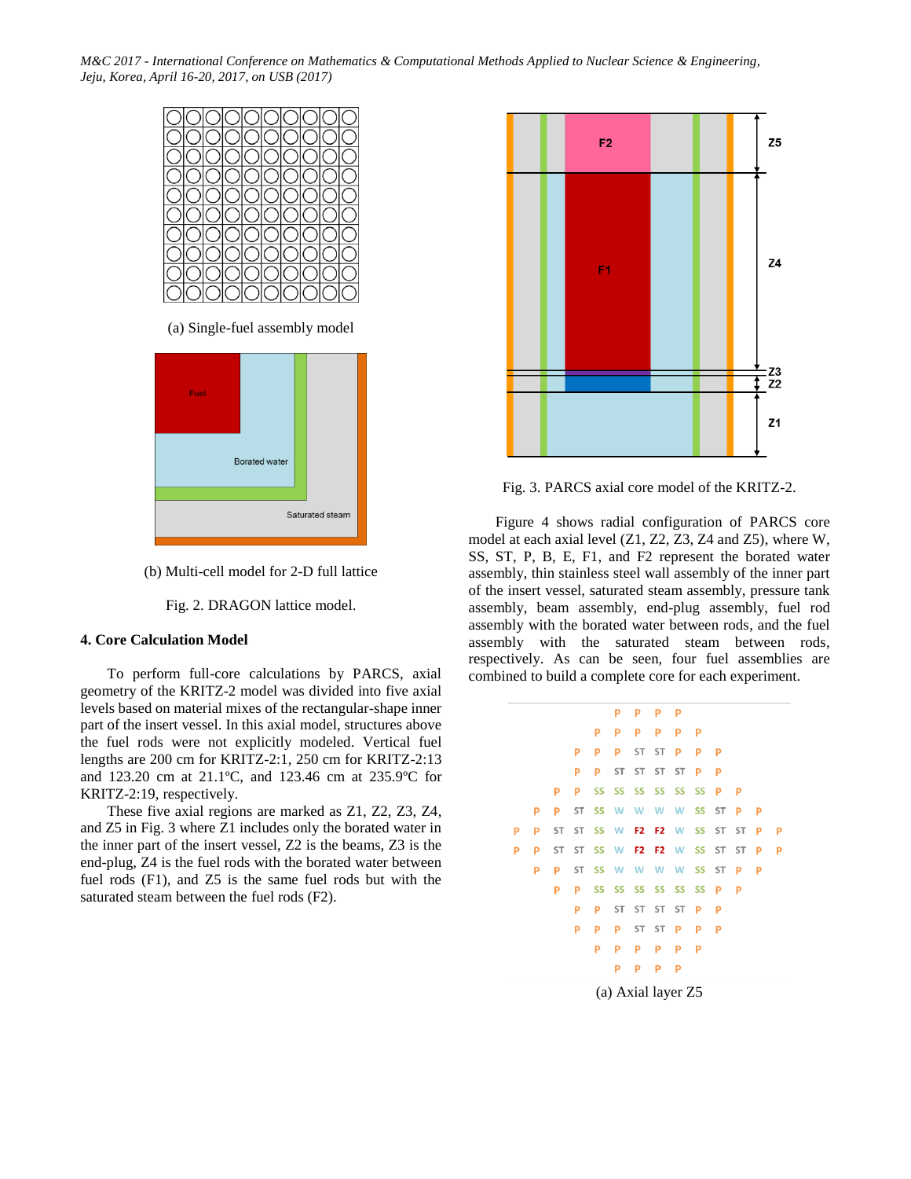(a) Single-fuel assembly model

(b) Multi-cell model for 2-D full lattice

Fig. 2. DRAGON lattice model.

### 4. Core Calculation Model

To perform full-core calculations by PARCS, axial geometry of the KRITZ-2 model was divided into five axial levels based on material mixes of the rectangular-shape inner part of the insert vessel. In this axial model, structures above the fuel rods were not explicitly modeled. Vertical fuel lengths are 200 cm for KRITZ-2:1, 250 cm for KRITZ-2:13 and 123.20 cm at 21.1ºC, and 123.46 cm at 235.9ºC for KRITZ-2:19, respectively.

These five axial regions are marked as Z1, Z2, Z3, Z4, and Z5 in Fig. 3 where Z1 includes only the borated water in the inner part of the insert vessel, Z2 is the beams, Z3 is the end-plug, Z4 is the fuel rods with the borated water between fuel rods (F1), and Z5 is the same fuel rods but with the saturated steam between the fuel rods (F2).

Fig. 3. PARCS axial core model of the KRITZ-2.

Figure 4 shows radial configuration of PARCS core model at each axial level (Z1, Z2, Z3, Z4 and Z5), where W, SS, ST, P, B, E, F1, and F2 represent the borated water assembly, thin stainless steel wall assembly of the inner part of the insert vessel, saturated steam assembly, pressure tank assembly, beam assembly, end-plug assembly, fuel rod assembly with the borated water between rods, and the fuel assembly with the saturated steam between rods, respectively. As can be seen, four fuel assemblies are combined to build a complete core for each experiment.

```
            P  P  P  P
         P  P  P  P  P  P
      P  P  P  ST ST P  P  P
      P  P  ST ST ST ST P  P
   P  P  SS SS SS SS SS SS P  P
P  P  ST SS W  W  W  W  SS ST P  P
P  P  ST ST SS W  F2 F2 W  SS ST ST P  P
P  P  ST ST SS W  F2 F2 W  SS ST ST P  P
P  P  ST SS W  W  W  W  SS ST P  P
   P  P  SS SS SS SS SS SS P  P
      P  P  ST ST ST ST P  P
      P  P  P  ST ST P  P  P
         P  P  P  P  P  P
            P  P  P  P
```

(a) Axial layer Z5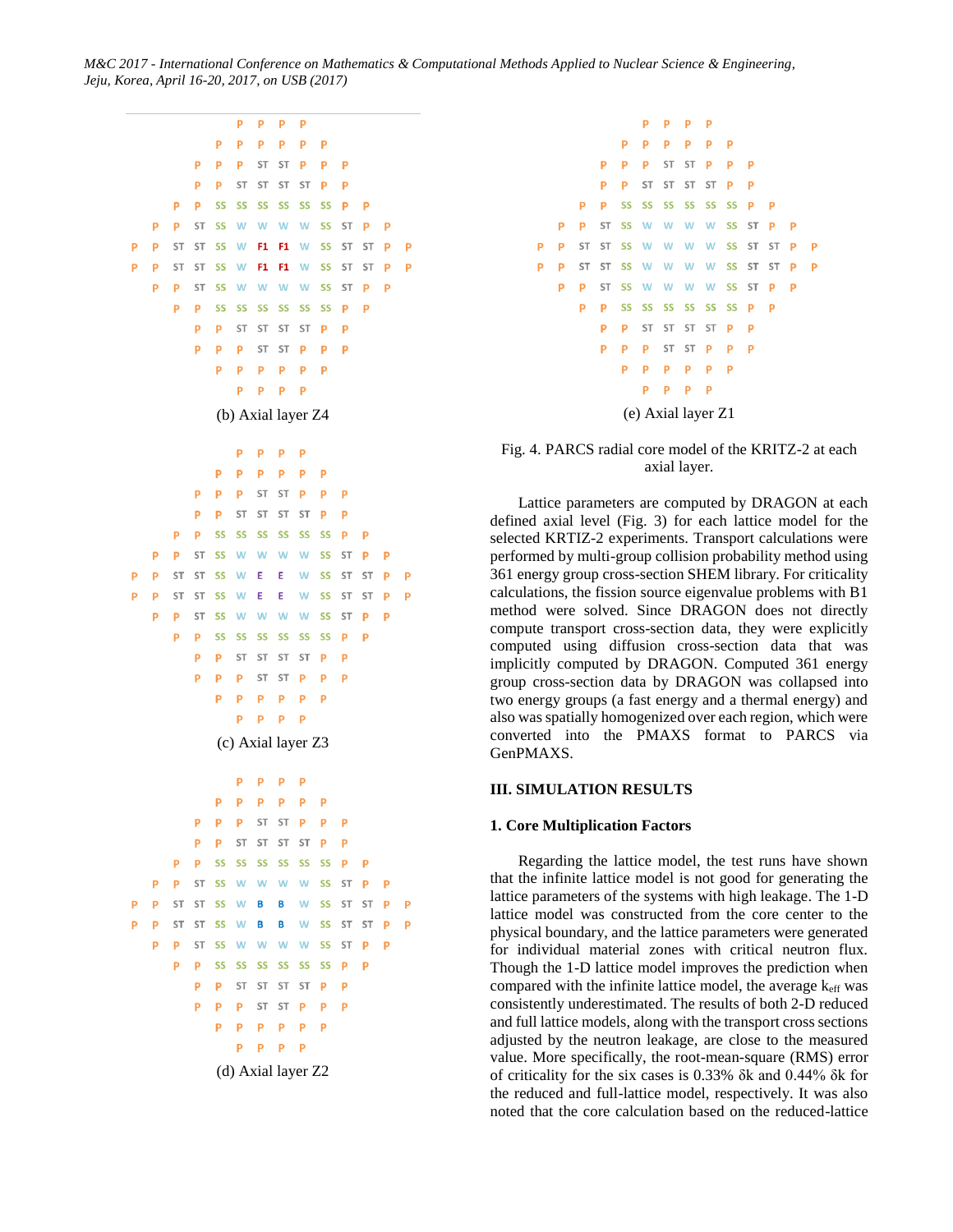(b) Axial layer Z4

(c) Axial layer Z3

(d) Axial layer Z2

(e) Axial layer Z1

Fig. 4. PARCS radial core model of the KRITZ-2 at each axial layer.

Lattice parameters are computed by DRAGON at each defined axial level (Fig. 3) for each lattice model for the selected KRTIZ-2 experiments. Transport calculations were performed by multi-group collision probability method using 361 energy group cross-section SHEM library. For criticality calculations, the fission source eigenvalue problems with B1 method were solved. Since DRAGON does not directly compute transport cross-section data, they were explicitly computed using diffusion cross-section data that was implicitly computed by DRAGON. Computed 361 energy group cross-section data by DRAGON was collapsed into two energy groups (a fast energy and a thermal energy) and also was spatially homogenized over each region, which were converted into the PMAXS format to PARCS via GenPMAXS.

## III. SIMULATION RESULTS

### 1. Core Multiplication Factors

Regarding the lattice model, the test runs have shown that the infinite lattice model is not good for generating the lattice parameters of the systems with high leakage. The 1-D lattice model was constructed from the core center to the physical boundary, and the lattice parameters were generated for individual material zones with critical neutron flux. Though the 1-D lattice model improves the prediction when compared with the infinite lattice model, the average $k_{eff}$ was consistently underestimated. The results of both 2-D reduced and full lattice models, along with the transport cross sections adjusted by the neutron leakage, are close to the measured value. More specifically, the root-mean-square (RMS) error of criticality for the six cases is 0.33% δk and 0.44% δk for the reduced and full-lattice model, respectively. It was also noted that the core calculation based on the reduced-lattice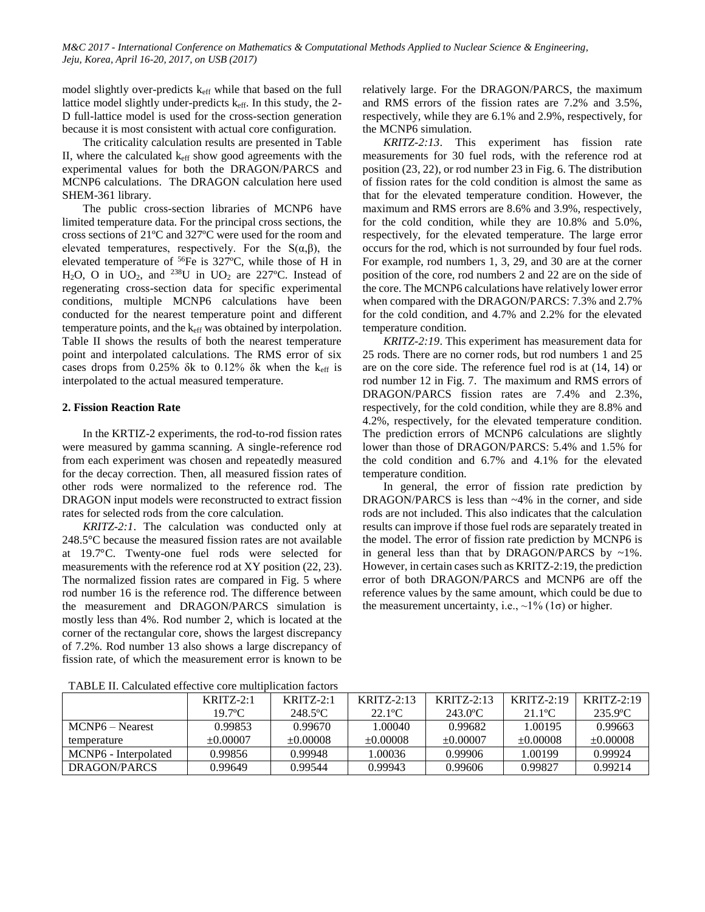model slightly over-predicts $k_{eff}$ while that based on the full lattice model slightly under-predicts $k_{eff}$. In this study, the 2-D full-lattice model is used for the cross-section generation because it is most consistent with actual core configuration.

The criticality calculation results are presented in Table II, where the calculated $k_{eff}$ show good agreements with the experimental values for both the DRAGON/PARCS and MCNP6 calculations. The DRAGON calculation here used SHEM-361 library.

The public cross-section libraries of MCNP6 have limited temperature data. For the principal cross sections, the cross sections of 21ºC and 327ºC were used for the room and elevated temperatures, respectively. For the $S(\alpha,\beta)$, the elevated temperature of $^{56}Fe$ is 327ºC, while those of H in $H_2O$, O in $UO_2$, and $^{238}U$ in $UO_2$ are 227ºC. Instead of regenerating cross-section data for specific experimental conditions, multiple MCNP6 calculations have been conducted for the nearest temperature point and different temperature points, and the $k_{eff}$ was obtained by interpolation. Table II shows the results of both the nearest temperature point and interpolated calculations. The RMS error of six cases drops from 0.25% δk to 0.12% δk when the $k_{eff}$ is interpolated to the actual measured temperature.

**2. Fission Reaction Rate**

In the KRTIZ-2 experiments, the rod-to-rod fission rates were measured by gamma scanning. A single-reference rod from each experiment was chosen and repeatedly measured for the decay correction. Then, all measured fission rates of other rods were normalized to the reference rod. The DRAGON input models were reconstructed to extract fission rates for selected rods from the core calculation.

*KRITZ-2:1*. The calculation was conducted only at 248.5°C because the measured fission rates are not available at 19.7°C. Twenty-one fuel rods were selected for measurements with the reference rod at XY position (22, 23). The normalized fission rates are compared in Fig. 5 where rod number 16 is the reference rod. The difference between the measurement and DRAGON/PARCS simulation is mostly less than 4%. Rod number 2, which is located at the corner of the rectangular core, shows the largest discrepancy of 7.2%. Rod number 13 also shows a large discrepancy of fission rate, of which the measurement error is known to be relatively large. For the DRAGON/PARCS, the maximum and RMS errors of the fission rates are 7.2% and 3.5%, respectively, while they are 6.1% and 2.9%, respectively, for the MCNP6 simulation.

*KRITZ-2:13*. This experiment has fission rate measurements for 30 fuel rods, with the reference rod at position (23, 22), or rod number 23 in Fig. 6. The distribution of fission rates for the cold condition is almost the same as that for the elevated temperature condition. However, the maximum and RMS errors are 8.6% and 3.9%, respectively, for the cold condition, while they are 10.8% and 5.0%, respectively, for the elevated temperature. The large error occurs for the rod, which is not surrounded by four fuel rods. For example, rod numbers 1, 3, 29, and 30 are at the corner position of the core, rod numbers 2 and 22 are on the side of the core. The MCNP6 calculations have relatively lower error when compared with the DRAGON/PARCS: 7.3% and 2.7% for the cold condition, and 4.7% and 2.2% for the elevated temperature condition.

*KRITZ-2:19*. This experiment has measurement data for 25 rods. There are no corner rods, but rod numbers 1 and 25 are on the core side. The reference fuel rod is at (14, 14) or rod number 12 in Fig. 7. The maximum and RMS errors of DRAGON/PARCS fission rates are 7.4% and 2.3%, respectively, for the cold condition, while they are 8.8% and 4.2%, respectively, for the elevated temperature condition. The prediction errors of MCNP6 calculations are slightly lower than those of DRAGON/PARCS: 5.4% and 1.5% for the cold condition and 6.7% and 4.1% for the elevated temperature condition.

In general, the error of fission rate prediction by DRAGON/PARCS is less than ~4% in the corner, and side rods are not included. This also indicates that the calculation results can improve if those fuel rods are separately treated in the model. The error of fission rate prediction by MCNP6 is in general less than that by DRAGON/PARCS by ~1%. However, in certain cases such as KRITZ-2:19, the prediction error of both DRAGON/PARCS and MCNP6 are off the reference values by the same amount, which could be due to the measurement uncertainty, i.e., ~1% (1σ) or higher.

TABLE II. Calculated effective core multiplication factors

| | KRITZ-2:1 19.7ºC | KRITZ-2:1 248.5ºC | KRITZ-2:13 22.1ºC | KRITZ-2:13 243.0ºC | KRITZ-2:19 21.1ºC | KRITZ-2:19 235.9ºC |
|---|---|---|---|---|---|---|
| MCNP6 – Nearest temperature | 0.99853 ±0.00007 | 0.99670 ±0.00008 | 1.00040 ±0.00008 | 0.99682 ±0.00007 | 1.00195 ±0.00008 | 0.99663 ±0.00008 |
| MCNP6 - Interpolated | 0.99856 | 0.99948 | 1.00036 | 0.99906 | 1.00199 | 0.99924 |
| DRAGON/PARCS | 0.99649 | 0.99544 | 0.99943 | 0.99606 | 0.99827 | 0.99214 |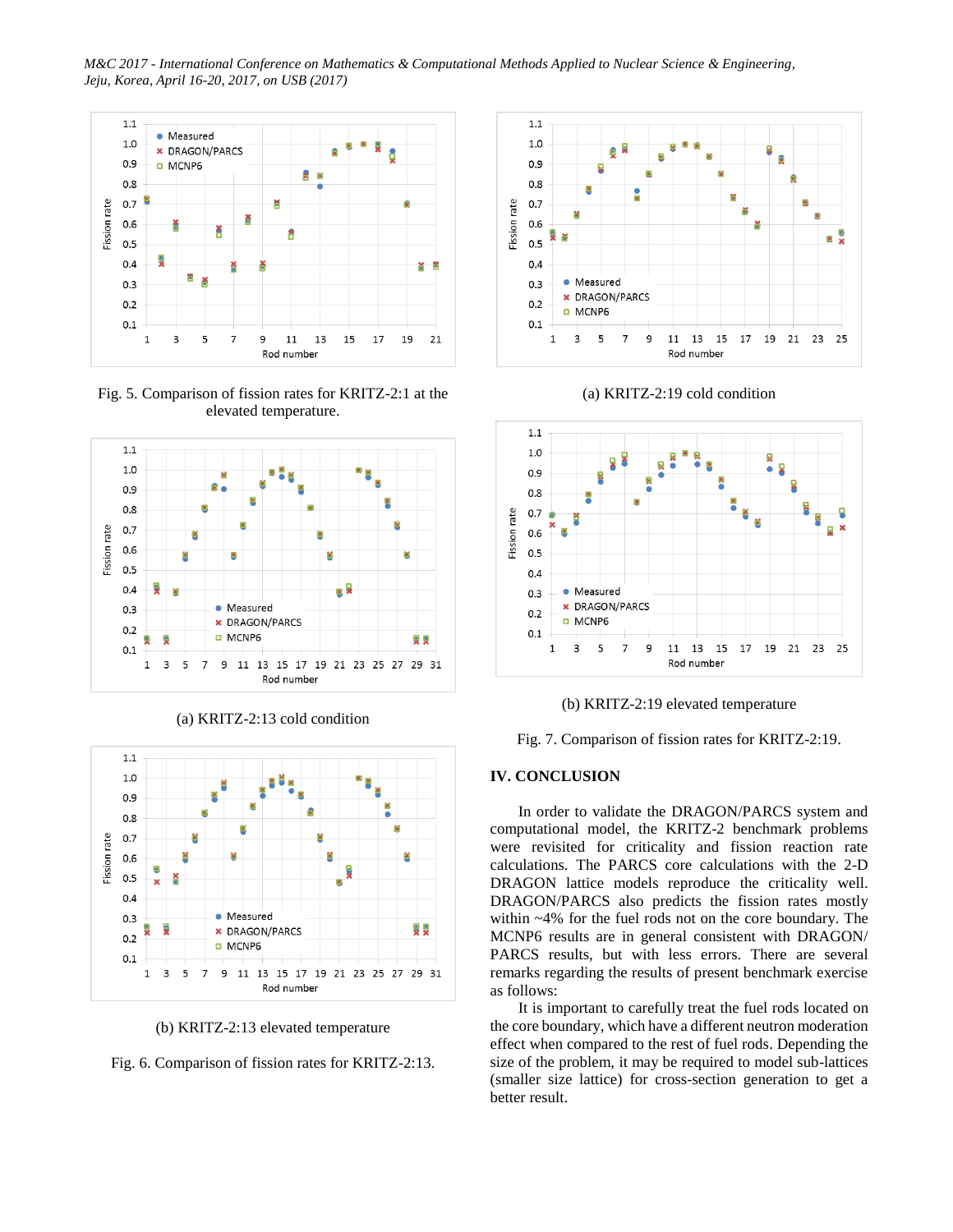Fig. 5. Comparison of fission rates for KRITZ-2:1 at the elevated temperature.

(a) KRITZ-2:13 cold condition

(b) KRITZ-2:13 elevated temperature

Fig. 6. Comparison of fission rates for KRITZ-2:13.

(a) KRITZ-2:19 cold condition

(b) KRITZ-2:19 elevated temperature

Fig. 7. Comparison of fission rates for KRITZ-2:19.

## IV. CONCLUSION

In order to validate the DRAGON/PARCS system and computational model, the KRITZ-2 benchmark problems were revisited for criticality and fission reaction rate calculations. The PARCS core calculations with the 2-D DRAGON lattice models reproduce the criticality well. DRAGON/PARCS also predicts the fission rates mostly within ~4% for the fuel rods not on the core boundary. The MCNP6 results are in general consistent with DRAGON/PARCS results, but with less errors. There are several remarks regarding the results of present benchmark exercise as follows:

It is important to carefully treat the fuel rods located on the core boundary, which have a different neutron moderation effect when compared to the rest of fuel rods. Depending the size of the problem, it may be required to model sub-lattices (smaller size lattice) for cross-section generation to get a better result.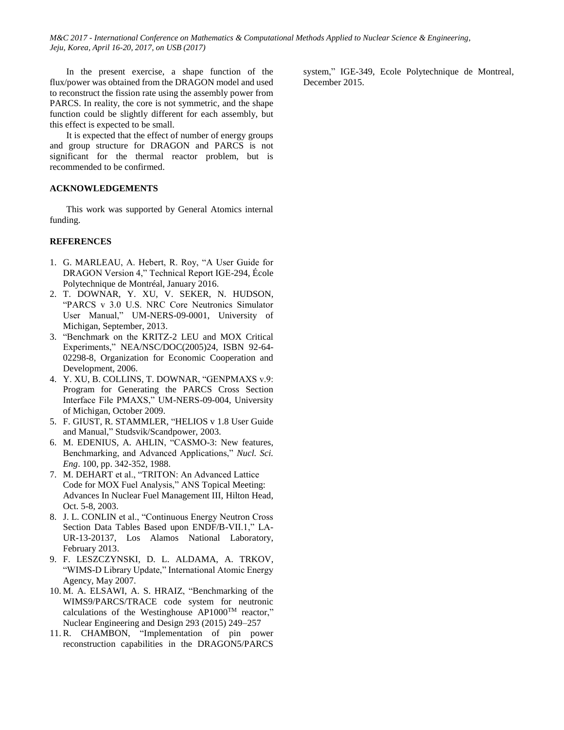In the present exercise, a shape function of the flux/power was obtained from the DRAGON model and used to reconstruct the fission rate using the assembly power from PARCS. In reality, the core is not symmetric, and the shape function could be slightly different for each assembly, but this effect is expected to be small.

It is expected that the effect of number of energy groups and group structure for DRAGON and PARCS is not significant for the thermal reactor problem, but is recommended to be confirmed.

## ACKNOWLEDGEMENTS

This work was supported by General Atomics internal funding.

## REFERENCES

1. G. MARLEAU, A. Hebert, R. Roy, "A User Guide for DRAGON Version 4," Technical Report IGE-294, École Polytechnique de Montréal, January 2016.
2. T. DOWNAR, Y. XU, V. SEKER, N. HUDSON, "PARCS v 3.0 U.S. NRC Core Neutronics Simulator User Manual," UM-NERS-09-0001, University of Michigan, September, 2013.
3. "Benchmark on the KRITZ-2 LEU and MOX Critical Experiments," NEA/NSC/DOC(2005)24, ISBN 92-64-02298-8, Organization for Economic Cooperation and Development, 2006.
4. Y. XU, B. COLLINS, T. DOWNAR, "GENPMAXS v.9: Program for Generating the PARCS Cross Section Interface File PMAXS," UM-NERS-09-004, University of Michigan, October 2009.
5. F. GIUST, R. STAMMLER, "HELIOS v 1.8 User Guide and Manual," Studsvik/Scandpower, 2003.
6. M. EDENIUS, A. AHLIN, "CASMO-3: New features, Benchmarking, and Advanced Applications," *Nucl. Sci. Eng*. 100, pp. 342-352, 1988.
7. M. DEHART et al., "TRITON: An Advanced Lattice Code for MOX Fuel Analysis," ANS Topical Meeting: Advances In Nuclear Fuel Management III, Hilton Head, Oct. 5-8, 2003.
8. J. L. CONLIN et al., "Continuous Energy Neutron Cross Section Data Tables Based upon ENDF/B-VII.1," LA-UR-13-20137, Los Alamos National Laboratory, February 2013.
9. F. LESZCZYNSKI, D. L. ALDAMA, A. TRKOV, "WIMS-D Library Update," International Atomic Energy Agency, May 2007.
10. M. A. ELSAWI, A. S. HRAIZ, "Benchmarking of the WIMS9/PARCS/TRACE code system for neutronic calculations of the Westinghouse AP1000$^{TM}$ reactor," Nuclear Engineering and Design 293 (2015) 249–257
11. R. CHAMBON, "Implementation of pin power reconstruction capabilities in the DRAGON5/PARCS system," IGE-349, Ecole Polytechnique de Montreal, December 2015.